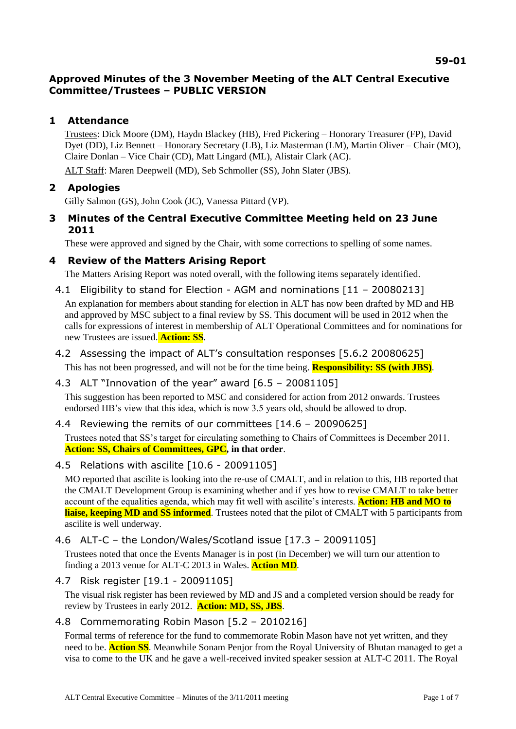**59-01**

# Approved Minutes of the 3 November Meeting of the ALT Central Executive Committee/Trustees – PUBLIC VERSION

## 1 Attendance

Trustees: Dick Moore (DM), Haydn Blackey (HB), Fred Pickering – Honorary Treasurer (FP), David Dyet (DD), Liz Bennett – Honorary Secretary (LB), Liz Masterman (LM), Martin Oliver – Chair (MO), Claire Donlan – Vice Chair (CD), Matt Lingard (ML), Alistair Clark (AC).

ALT Staff: Maren Deepwell (MD), Seb Schmoller (SS), John Slater (JBS).

## 2 Apologies

Gilly Salmon (GS), John Cook (JC), Vanessa Pittard (VP).

## 3 Minutes of the Central Executive Committee Meeting held on 23 June 2011

These were approved and signed by the Chair, with some corrections to spelling of some names.

## 4 Review of the Matters Arising Report

The Matters Arising Report was noted overall, with the following items separately identified.

### 4.1 Eligibility to stand for Election - AGM and nominations [11 – 20080213]

An explanation for members about standing for election in ALT has now been drafted by MD and HB and approved by MSC subject to a final review by SS. This document will be used in 2012 when the calls for expressions of interest in membership of ALT Operational Committees and for nominations for new Trustees are issued. **Action: SS**.

### 4.2 Assessing the impact of ALT's consultation responses [5.6.2 20080625]

This has not been progressed, and will not be for the time being. **Responsibility: SS (with JBS)**.

### 4.3 ALT "Innovation of the year" award [6.5 – 20081105]

This suggestion has been reported to MSC and considered for action from 2012 onwards. Trustees endorsed HB's view that this idea, which is now 3.5 years old, should be allowed to drop.

### 4.4 Reviewing the remits of our committees [14.6 – 20090625]

Trustees noted that SS's target for circulating something to Chairs of Committees is December 2011. **Action: SS, Chairs of Committees, GPC, in that order**.

### 4.5 Relations with ascilite [10.6 - 20091105]

MO reported that ascilite is looking into the re-use of CMALT, and in relation to this, HB reported that the CMALT Development Group is examining whether and if yes how to revise CMALT to take better account of the equalities agenda, which may fit well with ascilite's interests. **Action: HB and MO to liaise, keeping MD and SS informed**. Trustees noted that the pilot of CMALT with 5 participants from ascilite is well underway.

### 4.6 ALT-C – the London/Wales/Scotland issue [17.3 – 20091105]

Trustees noted that once the Events Manager is in post (in December) we will turn our attention to finding a 2013 venue for ALT-C 2013 in Wales. **Action MD**.

### 4.7 Risk register [19.1 - 20091105]

The visual risk register has been reviewed by MD and JS and a completed version should be ready for review by Trustees in early 2012. **Action: MD, SS, JBS**.

### 4.8 Commemorating Robin Mason [5.2 – 2010216]

Formal terms of reference for the fund to commemorate Robin Mason have not yet written, and they need to be. **Action SS**. Meanwhile Sonam Penjor from the Royal University of Bhutan managed to get a visa to come to the UK and he gave a well-received invited speaker session at ALT-C 2011. The Royal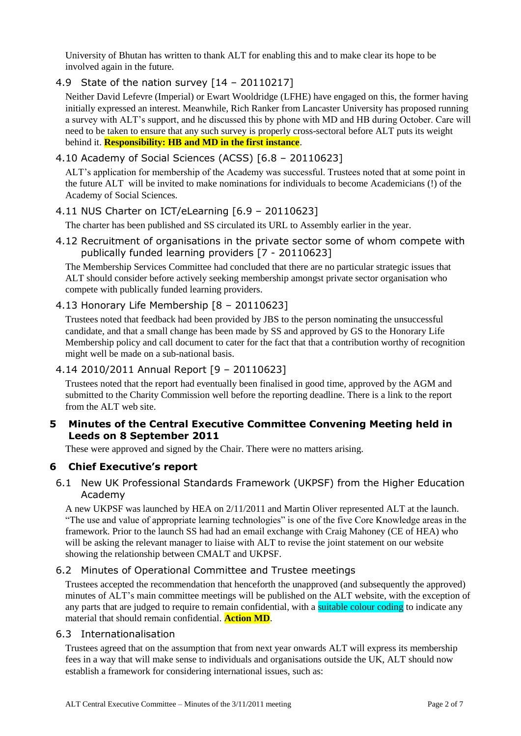University of Bhutan has written to thank ALT for enabling this and to make clear its hope to be involved again in the future.

### 4.9 State of the nation survey [14 – 20110217]

Neither David Lefevre (Imperial) or Ewart Wooldridge (LFHE) have engaged on this, the former having initially expressed an interest. Meanwhile, Rich Ranker from Lancaster University has proposed running a survey with ALT's support, and he discussed this by phone with MD and HB during October. Care will need to be taken to ensure that any such survey is properly cross-sectoral before ALT puts its weight behind it. **Responsibility: HB and MD in the first instance**.

### 4.10 Academy of Social Sciences (ACSS) [6.8 – 20110623]

ALT's application for membership of the Academy was successful. Trustees noted that at some point in the future ALT will be invited to make nominations for individuals to become Academicians (!) of the Academy of Social Sciences.

### 4.11 NUS Charter on ICT/eLearning [6.9 – 20110623]

The charter has been published and SS circulated its URL to Assembly earlier in the year.

### 4.12 Recruitment of organisations in the private sector some of whom compete with publically funded learning providers [7 - 20110623]

The Membership Services Committee had concluded that there are no particular strategic issues that ALT should consider before actively seeking membership amongst private sector organisation who compete with publically funded learning providers.

### 4.13 Honorary Life Membership [8 – 20110623]

Trustees noted that feedback had been provided by JBS to the person nominating the unsuccessful candidate, and that a small change has been made by SS and approved by GS to the Honorary Life Membership policy and call document to cater for the fact that that a contribution worthy of recognition might well be made on a sub-national basis.

### 4.14 2010/2011 Annual Report [9 – 20110623]

Trustees noted that the report had eventually been finalised in good time, approved by the AGM and submitted to the Charity Commission well before the reporting deadline. There is a link to the report from the ALT web site.

## 5 Minutes of the Central Executive Committee Convening Meeting held in Leeds on 8 September 2011

These were approved and signed by the Chair. There were no matters arising.

## 6 Chief Executive's report

### 6.1 New UK Professional Standards Framework (UKPSF) from the Higher Education Academy

A new UKPSF was launched by HEA on 2/11/2011 and Martin Oliver represented ALT at the launch. "The use and value of appropriate learning technologies" is one of the five Core Knowledge areas in the framework. Prior to the launch SS had had an email exchange with Craig Mahoney (CE of HEA) who will be asking the relevant manager to liaise with ALT to revise the joint statement on our website showing the relationship between CMALT and UKPSF.

### 6.2 Minutes of Operational Committee and Trustee meetings

Trustees accepted the recommendation that henceforth the unapproved (and subsequently the approved) minutes of ALT's main committee meetings will be published on the ALT website, with the exception of any parts that are judged to require to remain confidential, with a suitable colour coding to indicate any material that should remain confidential. **Action MD**.

### 6.3 Internationalisation

Trustees agreed that on the assumption that from next year onwards ALT will express its membership fees in a way that will make sense to individuals and organisations outside the UK, ALT should now establish a framework for considering international issues, such as: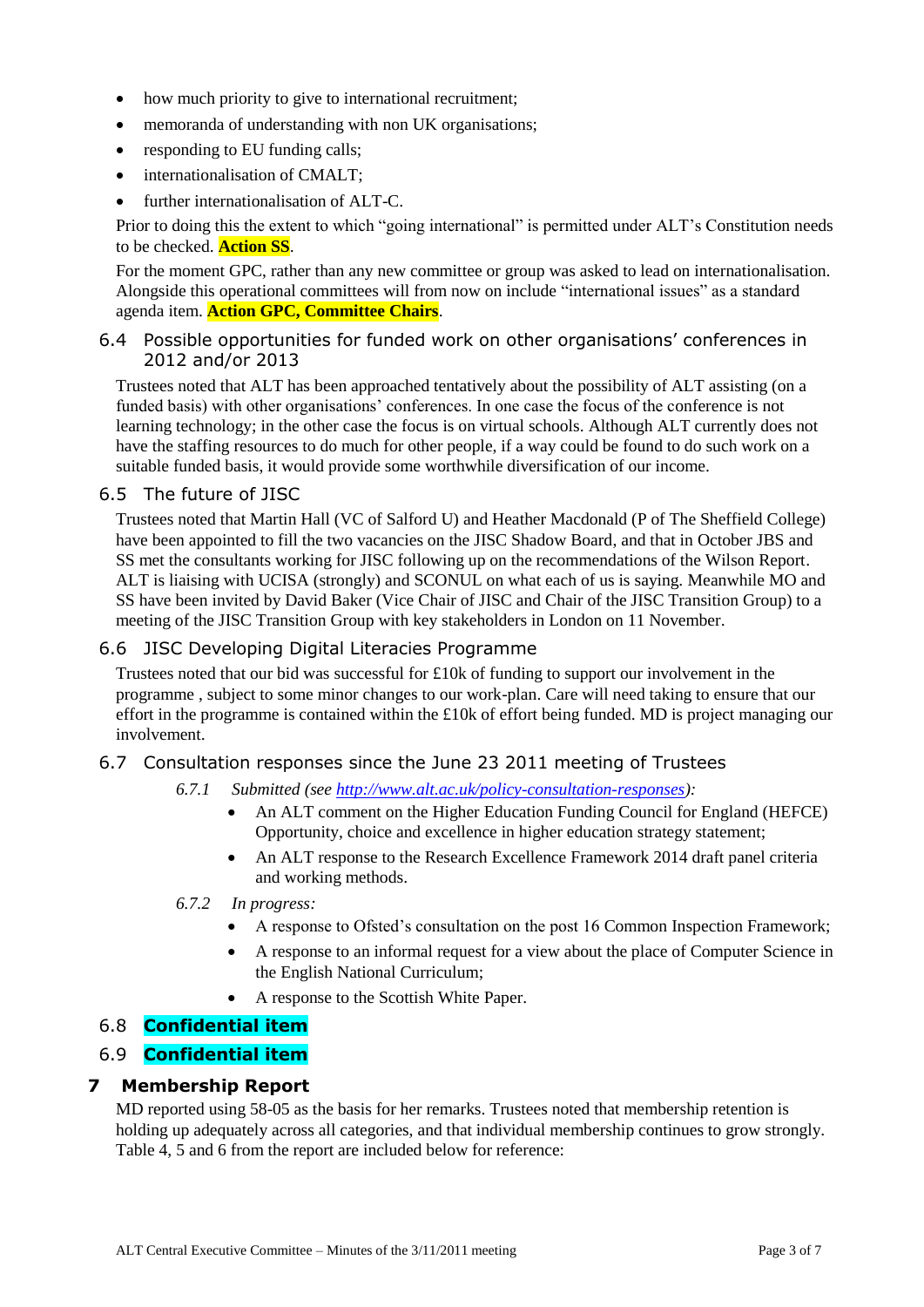- how much priority to give to international recruitment;
- memoranda of understanding with non UK organisations;
- responding to EU funding calls;
- internationalisation of CMALT;
- further internationalisation of ALT-C.

Prior to doing this the extent to which "going international" is permitted under ALT's Constitution needs to be checked. **Action SS**.

For the moment GPC, rather than any new committee or group was asked to lead on internationalisation. Alongside this operational committees will from now on include "international issues" as a standard agenda item. **Action GPC, Committee Chairs**.

### 6.4 Possible opportunities for funded work on other organisations' conferences in 2012 and/or 2013

Trustees noted that ALT has been approached tentatively about the possibility of ALT assisting (on a funded basis) with other organisations' conferences. In one case the focus of the conference is not learning technology; in the other case the focus is on virtual schools. Although ALT currently does not have the staffing resources to do much for other people, if a way could be found to do such work on a suitable funded basis, it would provide some worthwhile diversification of our income.

### 6.5 The future of JISC

Trustees noted that Martin Hall (VC of Salford U) and Heather Macdonald (P of The Sheffield College) have been appointed to fill the two vacancies on the JISC Shadow Board, and that in October JBS and SS met the consultants working for JISC following up on the recommendations of the Wilson Report. ALT is liaising with UCISA (strongly) and SCONUL on what each of us is saying. Meanwhile MO and SS have been invited by David Baker (Vice Chair of JISC and Chair of the JISC Transition Group) to a meeting of the JISC Transition Group with key stakeholders in London on 11 November.

### 6.6 JISC Developing Digital Literacies Programme

Trustees noted that our bid was successful for £10k of funding to support our involvement in the programme , subject to some minor changes to our work-plan. Care will need taking to ensure that our effort in the programme is contained within the £10k of effort being funded. MD is project managing our involvement.

### 6.7 Consultation responses since the June 23 2011 meeting of Trustees

*6.7.1 Submitted (see http://www.alt.ac.uk/policy-consultation-responses):*

- An ALT comment on the Higher Education Funding Council for England (HEFCE) Opportunity, choice and excellence in higher education strategy statement;
- An ALT response to the Research Excellence Framework 2014 draft panel criteria and working methods.

*6.7.2 In progress:*

- A response to Ofsted's consultation on the post 16 Common Inspection Framework;
- A response to an informal request for a view about the place of Computer Science in the English National Curriculum;
- A response to the Scottish White Paper.

### 6.8 **Confidential item**

### 6.9 **Confidential item**

## 7 Membership Report

MD reported using 58-05 as the basis for her remarks. Trustees noted that membership retention is holding up adequately across all categories, and that individual membership continues to grow strongly. Table 4, 5 and 6 from the report are included below for reference: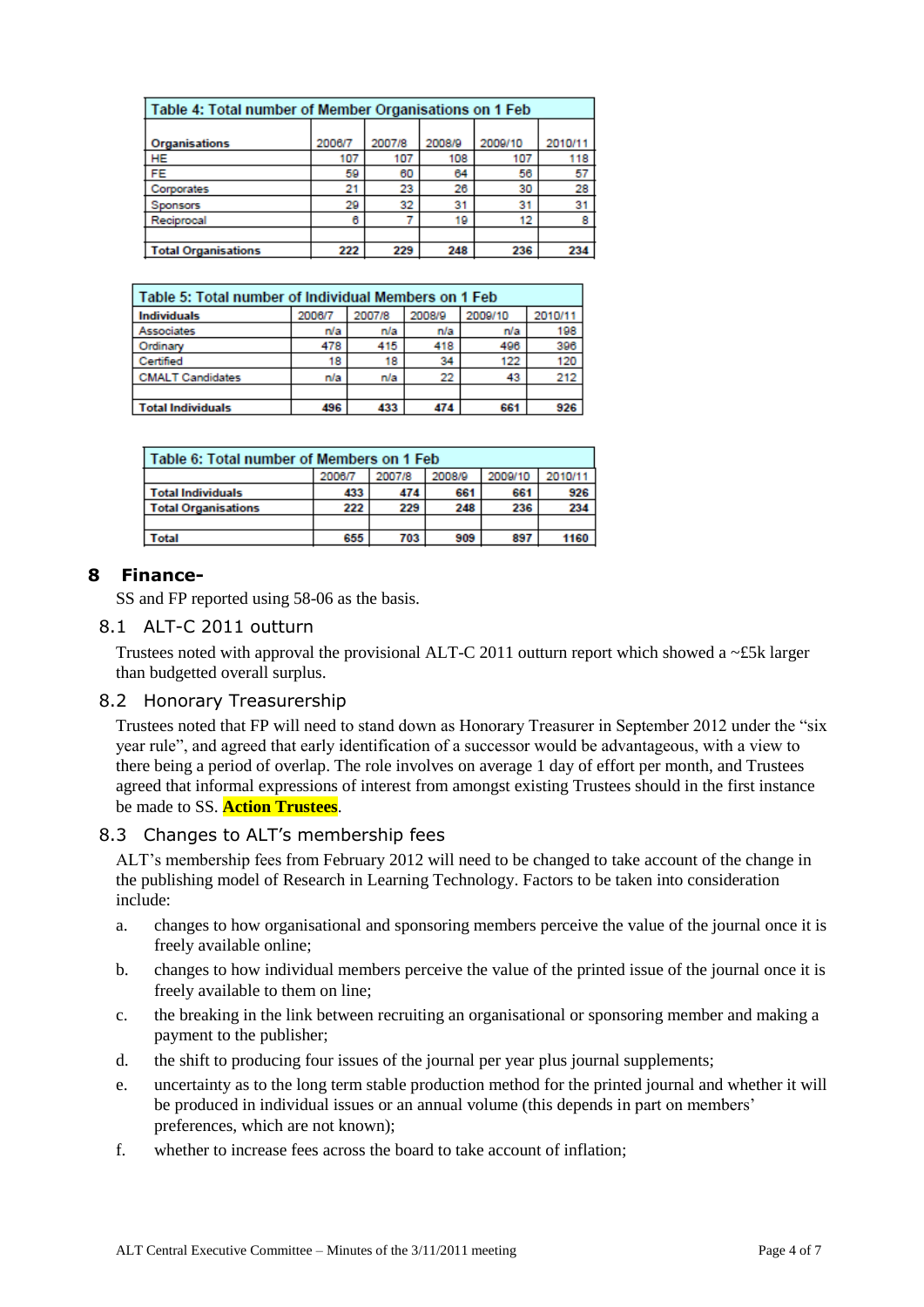| Table 4: Total number of Member Organisations on 1 Feb | | | | | |
|---|---|---|---|---|---|
| **Organisations** | 2006/7 | 2007/8 | 2008/9 | 2009/10 | 2010/11 |
| HE | 107 | 107 | 108 | 107 | 118 |
| FE | 59 | 60 | 64 | 56 | 57 |
| Corporates | 21 | 23 | 26 | 30 | 28 |
| Sponsors | 29 | 32 | 31 | 31 | 31 |
| Reciprocal | 6 | 7 | 19 | 12 | 8 |
| | | | | | |
| **Total Organisations** | **222** | **229** | **248** | **236** | **234** |

| Table 5: Total number of Individual Members on 1 Feb | | | | | |
|---|---|---|---|---|---|
| **Individuals** | 2006/7 | 2007/8 | 2008/9 | 2009/10 | 2010/11 |
| Associates | n/a | n/a | n/a | n/a | 198 |
| Ordinary | 478 | 415 | 418 | 496 | 396 |
| Certified | 18 | 18 | 34 | 122 | 120 |
| CMALT Candidates | n/a | n/a | 22 | 43 | 212 |
| | | | | | |
| **Total Individuals** | **496** | **433** | **474** | **661** | **926** |

| Table 6: Total number of Members on 1 Feb | | | | | |
|---|---|---|---|---|---|
| | 2006/7 | 2007/8 | 2008/9 | 2009/10 | 2010/11 |
| **Total Individuals** | **433** | **474** | **661** | **661** | **926** |
| **Total Organisations** | **222** | **229** | **248** | **236** | **234** |
| | | | | | |
| **Total** | **655** | **703** | **909** | **897** | **1160** |

# 8 Finance-

SS and FP reported using 58-06 as the basis.

## 8.1 ALT-C 2011 outturn

Trustees noted with approval the provisional ALT-C 2011 outturn report which showed a ~£5k larger than budgetted overall surplus.

## 8.2 Honorary Treasurership

Trustees noted that FP will need to stand down as Honorary Treasurer in September 2012 under the "six year rule", and agreed that early identification of a successor would be advantageous, with a view to there being a period of overlap. The role involves on average 1 day of effort per month, and Trustees agreed that informal expressions of interest from amongst existing Trustees should in the first instance be made to SS. **Action Trustees**.

## 8.3 Changes to ALT's membership fees

ALT's membership fees from February 2012 will need to be changed to take account of the change in the publishing model of Research in Learning Technology. Factors to be taken into consideration include:

a. changes to how organisational and sponsoring members perceive the value of the journal once it is freely available online;

b. changes to how individual members perceive the value of the printed issue of the journal once it is freely available to them on line;

c. the breaking in the link between recruiting an organisational or sponsoring member and making a payment to the publisher;

d. the shift to producing four issues of the journal per year plus journal supplements;

e. uncertainty as to the long term stable production method for the printed journal and whether it will be produced in individual issues or an annual volume (this depends in part on members' preferences, which are not known);

f. whether to increase fees across the board to take account of inflation;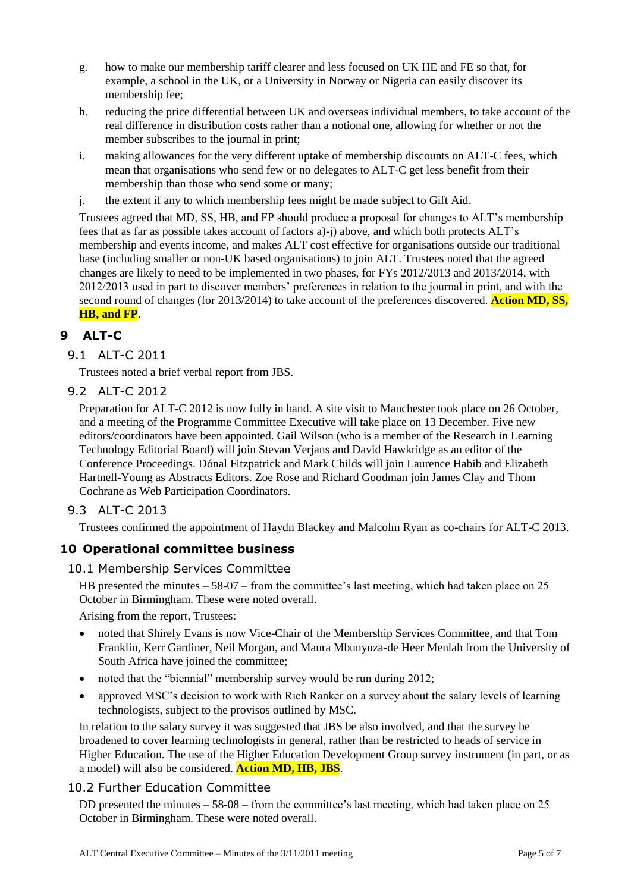g. how to make our membership tariff clearer and less focused on UK HE and FE so that, for example, a school in the UK, or a University in Norway or Nigeria can easily discover its membership fee;

h. reducing the price differential between UK and overseas individual members, to take account of the real difference in distribution costs rather than a notional one, allowing for whether or not the member subscribes to the journal in print;

i. making allowances for the very different uptake of membership discounts on ALT-C fees, which mean that organisations who send few or no delegates to ALT-C get less benefit from their membership than those who send some or many;

j. the extent if any to which membership fees might be made subject to Gift Aid.

Trustees agreed that MD, SS, HB, and FP should produce a proposal for changes to ALT's membership fees that as far as possible takes account of factors a)-j) above, and which both protects ALT's membership and events income, and makes ALT cost effective for organisations outside our traditional base (including smaller or non-UK based organisations) to join ALT. Trustees noted that the agreed changes are likely to need to be implemented in two phases, for FYs 2012/2013 and 2013/2014, with 2012/2013 used in part to discover members' preferences in relation to the journal in print, and with the second round of changes (for 2013/2014) to take account of the preferences discovered. **Action MD, SS, HB, and FP**.

# 9 ALT-C

## 9.1 ALT-C 2011

Trustees noted a brief verbal report from JBS.

## 9.2 ALT-C 2012

Preparation for ALT-C 2012 is now fully in hand. A site visit to Manchester took place on 26 October, and a meeting of the Programme Committee Executive will take place on 13 December. Five new editors/coordinators have been appointed. Gail Wilson (who is a member of the Research in Learning Technology Editorial Board) will join Stevan Verjans and David Hawkridge as an editor of the Conference Proceedings. Dónal Fitzpatrick and Mark Childs will join Laurence Habib and Elizabeth Hartnell-Young as Abstracts Editors. Zoe Rose and Richard Goodman join James Clay and Thom Cochrane as Web Participation Coordinators.

## 9.3 ALT-C 2013

Trustees confirmed the appointment of Haydn Blackey and Malcolm Ryan as co-chairs for ALT-C 2013.

# 10 Operational committee business

## 10.1 Membership Services Committee

HB presented the minutes – 58-07 – from the committee's last meeting, which had taken place on 25 October in Birmingham. These were noted overall.

Arising from the report, Trustees:

- noted that Shirely Evans is now Vice-Chair of the Membership Services Committee, and that Tom Franklin, Kerr Gardiner, Neil Morgan, and Maura Mbunyuza-de Heer Menlah from the University of South Africa have joined the committee;
- noted that the "biennial" membership survey would be run during 2012;
- approved MSC's decision to work with Rich Ranker on a survey about the salary levels of learning technologists, subject to the provisos outlined by MSC.

In relation to the salary survey it was suggested that JBS be also involved, and that the survey be broadened to cover learning technologists in general, rather than be restricted to heads of service in Higher Education. The use of the Higher Education Development Group survey instrument (in part, or as a model) will also be considered. **Action MD, HB, JBS**.

## 10.2 Further Education Committee

DD presented the minutes – 58-08 – from the committee's last meeting, which had taken place on 25 October in Birmingham. These were noted overall.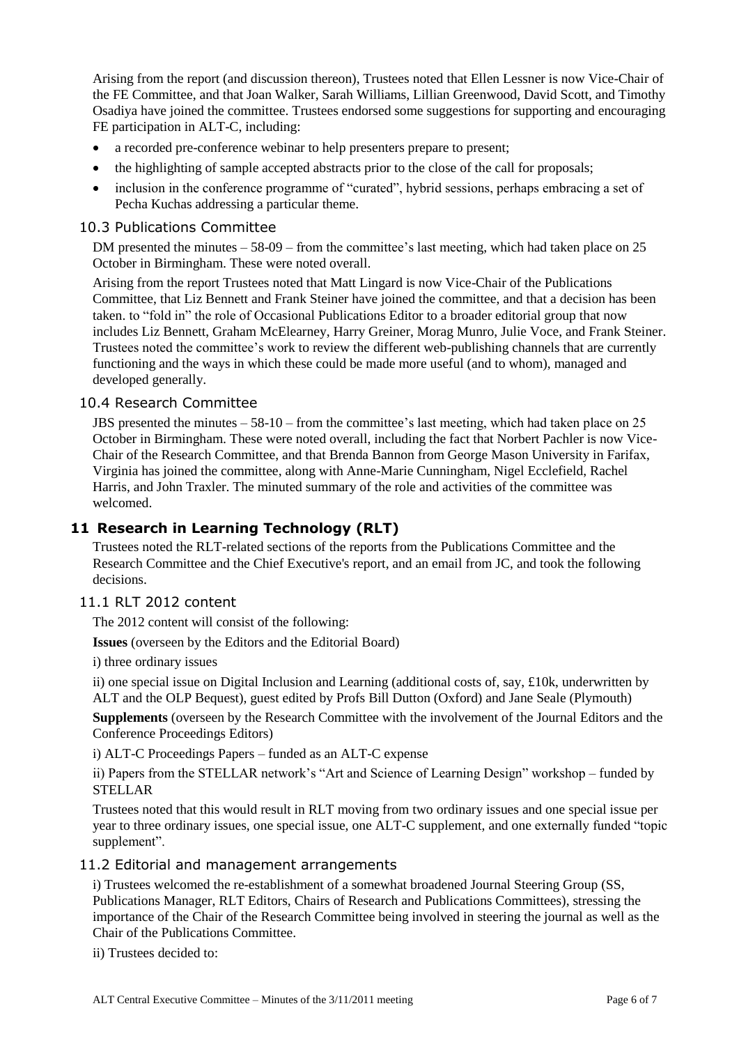Arising from the report (and discussion thereon), Trustees noted that Ellen Lessner is now Vice-Chair of the FE Committee, and that Joan Walker, Sarah Williams, Lillian Greenwood, David Scott, and Timothy Osadiya have joined the committee. Trustees endorsed some suggestions for supporting and encouraging FE participation in ALT-C, including:

- a recorded pre-conference webinar to help presenters prepare to present;
- the highlighting of sample accepted abstracts prior to the close of the call for proposals;
- inclusion in the conference programme of "curated", hybrid sessions, perhaps embracing a set of Pecha Kuchas addressing a particular theme.

### 10.3 Publications Committee

DM presented the minutes – 58-09 – from the committee's last meeting, which had taken place on 25 October in Birmingham. These were noted overall.

Arising from the report Trustees noted that Matt Lingard is now Vice-Chair of the Publications Committee, that Liz Bennett and Frank Steiner have joined the committee, and that a decision has been taken. to "fold in" the role of Occasional Publications Editor to a broader editorial group that now includes Liz Bennett, Graham McElearney, Harry Greiner, Morag Munro, Julie Voce, and Frank Steiner. Trustees noted the committee's work to review the different web-publishing channels that are currently functioning and the ways in which these could be made more useful (and to whom), managed and developed generally.

### 10.4 Research Committee

JBS presented the minutes – 58-10 – from the committee's last meeting, which had taken place on 25 October in Birmingham. These were noted overall, including the fact that Norbert Pachler is now Vice-Chair of the Research Committee, and that Brenda Bannon from George Mason University in Farifax, Virginia has joined the committee, along with Anne-Marie Cunningham, Nigel Ecclefield, Rachel Harris, and John Traxler. The minuted summary of the role and activities of the committee was welcomed.

## 11 Research in Learning Technology (RLT)

Trustees noted the RLT-related sections of the reports from the Publications Committee and the Research Committee and the Chief Executive's report, and an email from JC, and took the following decisions.

### 11.1 RLT 2012 content

The 2012 content will consist of the following:

**Issues** (overseen by the Editors and the Editorial Board)

i) three ordinary issues

ii) one special issue on Digital Inclusion and Learning (additional costs of, say, £10k, underwritten by ALT and the OLP Bequest), guest edited by Profs Bill Dutton (Oxford) and Jane Seale (Plymouth)

**Supplements** (overseen by the Research Committee with the involvement of the Journal Editors and the Conference Proceedings Editors)

i) ALT-C Proceedings Papers – funded as an ALT-C expense

ii) Papers from the STELLAR network's "Art and Science of Learning Design" workshop – funded by STELLAR

Trustees noted that this would result in RLT moving from two ordinary issues and one special issue per year to three ordinary issues, one special issue, one ALT-C supplement, and one externally funded "topic supplement".

### 11.2 Editorial and management arrangements

i) Trustees welcomed the re-establishment of a somewhat broadened Journal Steering Group (SS, Publications Manager, RLT Editors, Chairs of Research and Publications Committees), stressing the importance of the Chair of the Research Committee being involved in steering the journal as well as the Chair of the Publications Committee.

ii) Trustees decided to: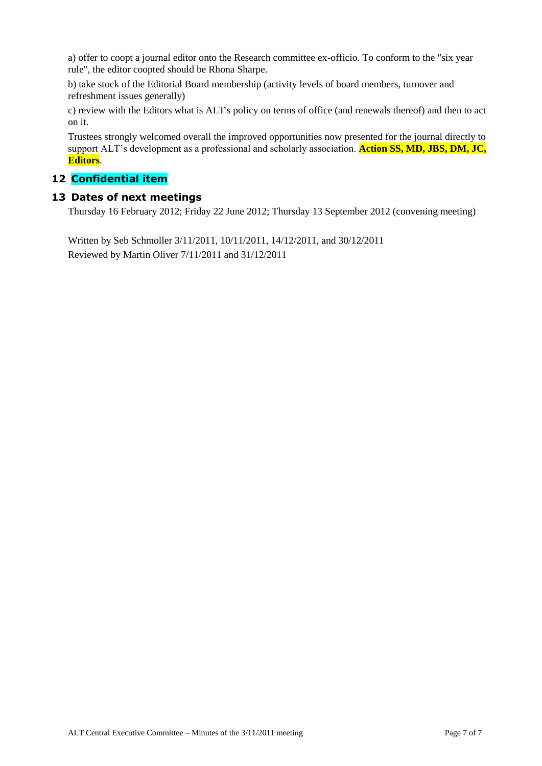a) offer to coopt a journal editor onto the Research committee ex-officio. To conform to the "six year rule", the editor coopted should be Rhona Sharpe.

b) take stock of the Editorial Board membership (activity levels of board members, turnover and refreshment issues generally)

c) review with the Editors what is ALT's policy on terms of office (and renewals thereof) and then to act on it.

Trustees strongly welcomed overall the improved opportunities now presented for the journal directly to support ALT's development as a professional and scholarly association. **Action SS, MD, JBS, DM, JC, Editors**.

## 12 Confidential item

## 13 Dates of next meetings

Thursday 16 February 2012; Friday 22 June 2012; Thursday 13 September 2012 (convening meeting)

Written by Seb Schmoller 3/11/2011, 10/11/2011, 14/12/2011, and 30/12/2011
Reviewed by Martin Oliver 7/11/2011 and 31/12/2011